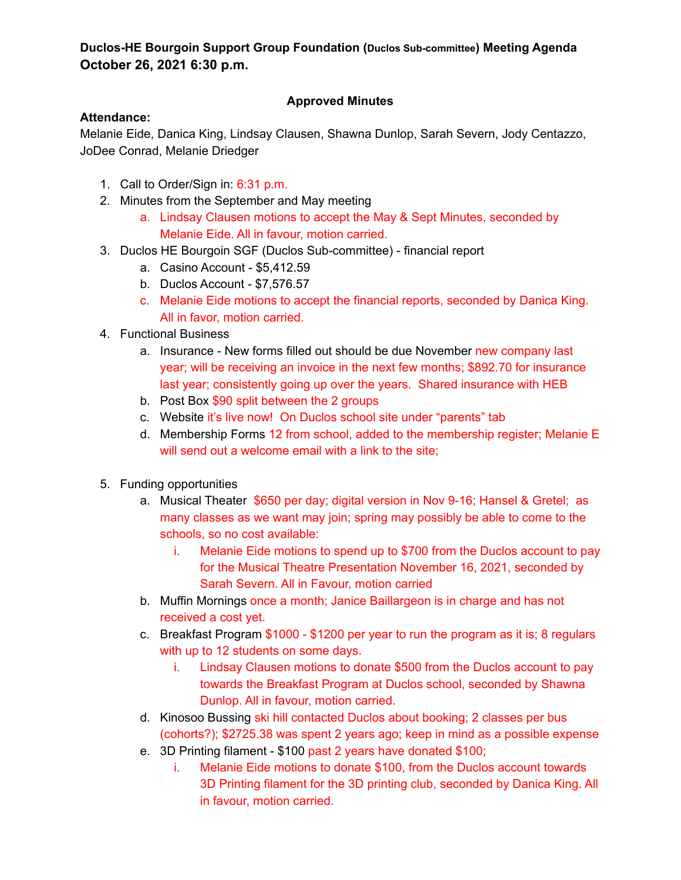**Duclos-HE Bourgoin Support Group Foundation (Duclos Sub-committee) Meeting Agenda October 26, 2021 6:30 p.m.**

**Approved Minutes**

**Attendance:**
Melanie Eide, Danica King, Lindsay Clausen, Shawna Dunlop, Sarah Severn, Jody Centazzo, JoDee Conrad, Melanie Driedger

1. Call to Order/Sign in: 6:31 p.m.
2. Minutes from the September and May meeting
   a. Lindsay Clausen motions to accept the May & Sept Minutes, seconded by Melanie Eide. All in favour, motion carried.
3. Duclos HE Bourgoin SGF (Duclos Sub-committee) - financial report
   a. Casino Account - $5,412.59
   b. Duclos Account - $7,576.57
   c. Melanie Eide motions to accept the financial reports, seconded by Danica King. All in favor, motion carried.
4. Functional Business
   a. Insurance - New forms filled out should be due November new company last year; will be receiving an invoice in the next few months; $892.70 for insurance last year; consistently going up over the years. Shared insurance with HEB
   b. Post Box $90 split between the 2 groups
   c. Website it's live now! On Duclos school site under "parents" tab
   d. Membership Forms 12 from school, added to the membership register; Melanie E will send out a welcome email with a link to the site;
5. Funding opportunities
   a. Musical Theater $650 per day; digital version in Nov 9-16; Hansel & Gretel; as many classes as we want may join; spring may possibly be able to come to the schools, so no cost available:
      i. Melanie Eide motions to spend up to $700 from the Duclos account to pay for the Musical Theatre Presentation November 16, 2021, seconded by Sarah Severn. All in Favour, motion carried
   b. Muffin Mornings once a month; Janice Baillargeon is in charge and has not received a cost yet.
   c. Breakfast Program $1000 - $1200 per year to run the program as it is; 8 regulars with up to 12 students on some days.
      i. Lindsay Clausen motions to donate $500 from the Duclos account to pay towards the Breakfast Program at Duclos school, seconded by Shawna Dunlop. All in favour, motion carried.
   d. Kinosoo Bussing ski hill contacted Duclos about booking; 2 classes per bus (cohorts?); $2725.38 was spent 2 years ago; keep in mind as a possible expense
   e. 3D Printing filament - $100 past 2 years have donated $100;
      i. Melanie Eide motions to donate $100, from the Duclos account towards 3D Printing filament for the 3D printing club, seconded by Danica King. All in favour, motion carried.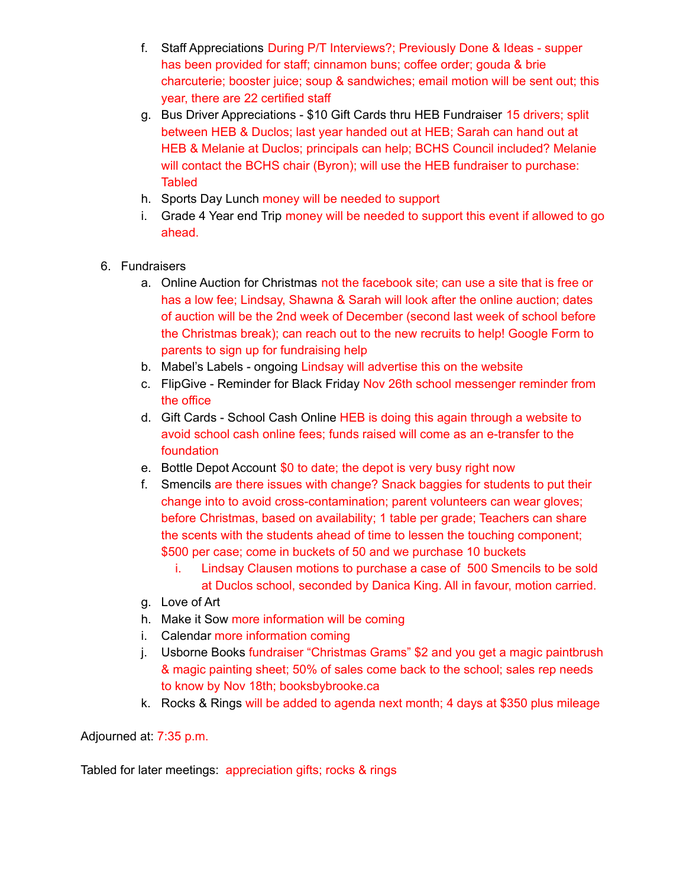f. Staff Appreciations During P/T Interviews?; Previously Done & Ideas - supper has been provided for staff; cinnamon buns; coffee order; gouda & brie charcuterie; booster juice; soup & sandwiches; email motion will be sent out; this year, there are 22 certified staff

g. Bus Driver Appreciations - $10 Gift Cards thru HEB Fundraiser 15 drivers; split between HEB & Duclos; last year handed out at HEB; Sarah can hand out at HEB & Melanie at Duclos; principals can help; BCHS Council included? Melanie will contact the BCHS chair (Byron); will use the HEB fundraiser to purchase: Tabled

h. Sports Day Lunch money will be needed to support

i. Grade 4 Year end Trip money will be needed to support this event if allowed to go ahead.

6. Fundraisers
   a. Online Auction for Christmas not the facebook site; can use a site that is free or has a low fee; Lindsay, Shawna & Sarah will look after the online auction; dates of auction will be the 2nd week of December (second last week of school before the Christmas break); can reach out to the new recruits to help! Google Form to parents to sign up for fundraising help
   b. Mabel's Labels - ongoing Lindsay will advertise this on the website
   c. FlipGive - Reminder for Black Friday Nov 26th school messenger reminder from the office
   d. Gift Cards - School Cash Online HEB is doing this again through a website to avoid school cash online fees; funds raised will come as an e-transfer to the foundation
   e. Bottle Depot Account $0 to date; the depot is very busy right now
   f. Smencils are there issues with change? Snack baggies for students to put their change into to avoid cross-contamination; parent volunteers can wear gloves; before Christmas, based on availability; 1 table per grade; Teachers can share the scents with the students ahead of time to lessen the touching component; $500 per case; come in buckets of 50 and we purchase 10 buckets
      i. Lindsay Clausen motions to purchase a case of 500 Smencils to be sold at Duclos school, seconded by Danica King. All in favour, motion carried.
   g. Love of Art
   h. Make it Sow more information will be coming
   i. Calendar more information coming
   j. Usborne Books fundraiser "Christmas Grams" $2 and you get a magic paintbrush & magic painting sheet; 50% of sales come back to the school; sales rep needs to know by Nov 18th; booksbybrooke.ca
   k. Rocks & Rings will be added to agenda next month; 4 days at $350 plus mileage

Adjourned at: 7:35 p.m.

Tabled for later meetings: appreciation gifts; rocks & rings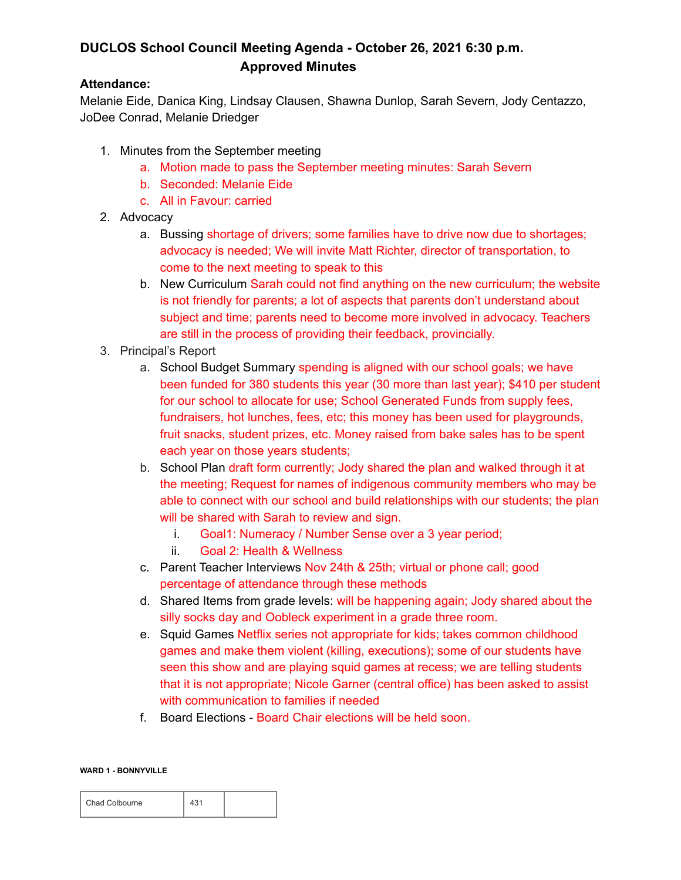## DUCLOS School Council Meeting Agenda - October 26, 2021 6:30 p.m.
## Approved Minutes

**Attendance:**
Melanie Eide, Danica King, Lindsay Clausen, Shawna Dunlop, Sarah Severn, Jody Centazzo, JoDee Conrad, Melanie Driedger

1. Minutes from the September meeting
   a. Motion made to pass the September meeting minutes: Sarah Severn
   b. Seconded: Melanie Eide
   c. All in Favour: carried
2. Advocacy
   a. Bussing shortage of drivers; some families have to drive now due to shortages; advocacy is needed; We will invite Matt Richter, director of transportation, to come to the next meeting to speak to this
   b. New Curriculum Sarah could not find anything on the new curriculum; the website is not friendly for parents; a lot of aspects that parents don't understand about subject and time; parents need to become more involved in advocacy. Teachers are still in the process of providing their feedback, provincially.
3. Principal's Report
   a. School Budget Summary spending is aligned with our school goals; we have been funded for 380 students this year (30 more than last year); $410 per student for our school to allocate for use; School Generated Funds from supply fees, fundraisers, hot lunches, fees, etc; this money has been used for playgrounds, fruit snacks, student prizes, etc. Money raised from bake sales has to be spent each year on those years students;
   b. School Plan draft form currently; Jody shared the plan and walked through it at the meeting; Request for names of indigenous community members who may be able to connect with our school and build relationships with our students; the plan will be shared with Sarah to review and sign.
      i. Goal1: Numeracy / Number Sense over a 3 year period;
      ii. Goal 2: Health & Wellness
   c. Parent Teacher Interviews Nov 24th & 25th; virtual or phone call; good percentage of attendance through these methods
   d. Shared Items from grade levels: will be happening again; Jody shared about the silly socks day and Oobleck experiment in a grade three room.
   e. Squid Games Netflix series not appropriate for kids; takes common childhood games and make them violent (killing, executions); some of our students have seen this show and are playing squid games at recess; we are telling students that it is not appropriate; Nicole Garner (central office) has been asked to assist with communication to families if needed
   f. Board Elections - Board Chair elections will be held soon.

**WARD 1 - BONNYVILLE**

| Chad Colbourne | 431 | |
|---|---|---|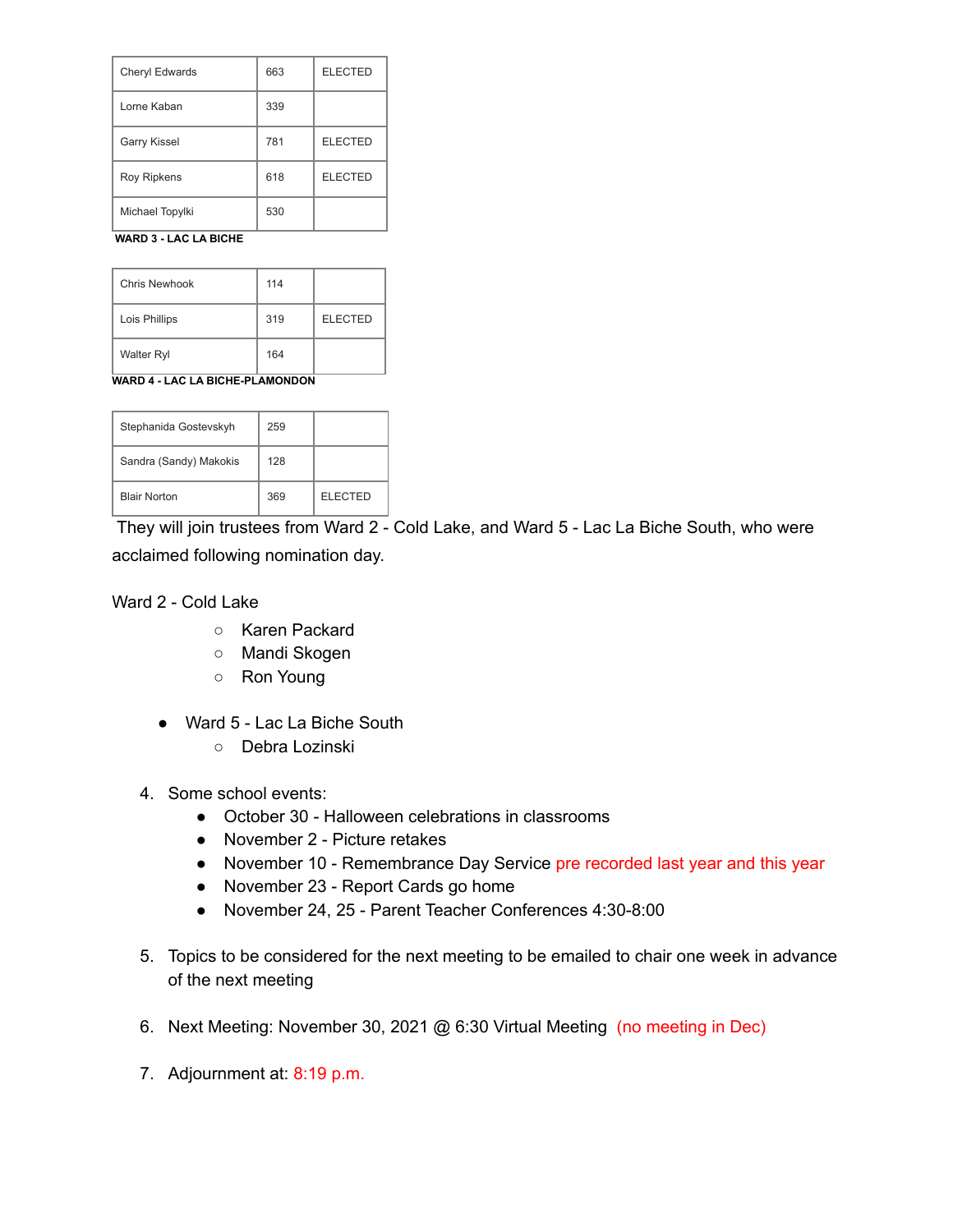| | | |
|---|---|---|
| Cheryl Edwards | 663 | ELECTED |
| Lorne Kaban | 339 | |
| Garry Kissel | 781 | ELECTED |
| Roy Ripkens | 618 | ELECTED |
| Michael Topylki | 530 | |

**WARD 3 - LAC LA BICHE**

| | | |
|---|---|---|
| Chris Newhook | 114 | |
| Lois Phillips | 319 | ELECTED |
| Walter Ryl | 164 | |

**WARD 4 - LAC LA BICHE-PLAMONDON**

| | | |
|---|---|---|
| Stephanida Gostevskyh | 259 | |
| Sandra (Sandy) Makokis | 128 | |
| Blair Norton | 369 | ELECTED |

They will join trustees from Ward 2 - Cold Lake, and Ward 5 - Lac La Biche South, who were acclaimed following nomination day.

Ward 2 - Cold Lake
  - Karen Packard
  - Mandi Skogen
  - Ron Young

- Ward 5 - Lac La Biche South
  - Debra Lozinski

4. Some school events:
   - October 30 - Halloween celebrations in classrooms
   - November 2 - Picture retakes
   - November 10 - Remembrance Day Service pre recorded last year and this year
   - November 23 - Report Cards go home
   - November 24, 25 - Parent Teacher Conferences 4:30-8:00

5. Topics to be considered for the next meeting to be emailed to chair one week in advance of the next meeting

6. Next Meeting: November 30, 2021 @ 6:30 Virtual Meeting (no meeting in Dec)

7. Adjournment at: 8:19 p.m.